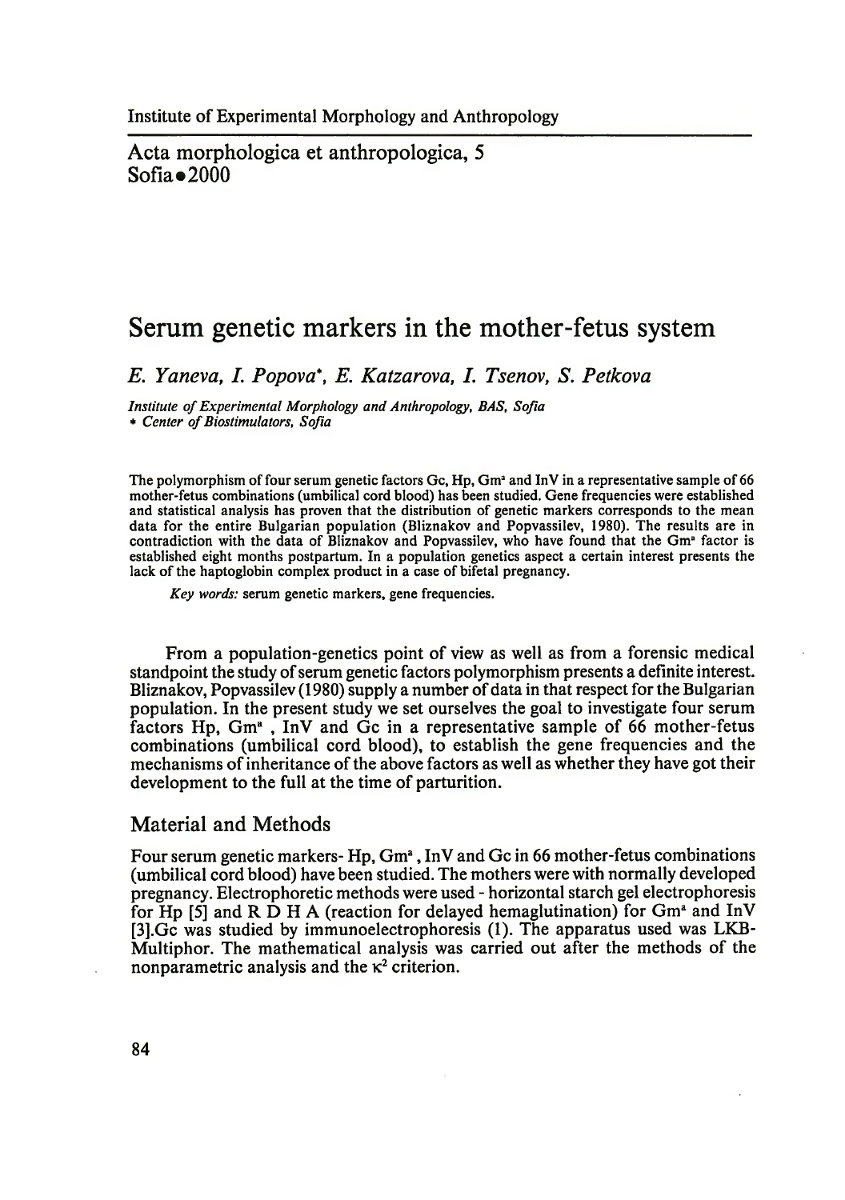Institute of Experimental Morphology and Anthropology

Acta morphologica et anthropologica, 5
Sofia • 2000

# Serum genetic markers in the mother-fetus system

*E. Yaneva, I. Popova*, E. Katzarova, I. Tsenov, S. Petkova*

*Institute of Experimental Morphology and Anthropology, BAS, Sofia*
*\* Center of Biostimulators, Sofia*

The polymorphism of four serum genetic factors Gc, Hp, $Gm^a$ and InV in a representative sample of 66 mother-fetus combinations (umbilical cord blood) has been studied. Gene frequencies were established and statistical analysis has proven that the distribution of genetic markers corresponds to the mean data for the entire Bulgarian population (Bliznakov and Popvassilev, 1980). The results are in contradiction with the data of Bliznakov and Popvassilev, who have found that the $Gm^a$ factor is established eight months postpartum. In a population genetics aspect a certain interest presents the lack of the haptoglobin complex product in a case of bifetal pregnancy.

*Key words:* serum genetic markers, gene frequencies.

From a population-genetics point of view as well as from a forensic medical standpoint the study of serum genetic factors polymorphism presents a definite interest. Bliznakov, Popvassilev (1980) supply a number of data in that respect for the Bulgarian population. In the present study we set ourselves the goal to investigate four serum factors Hp, $Gm^a$ , InV and Gc in a representative sample of 66 mother-fetus combinations (umbilical cord blood), to establish the gene frequencies and the mechanisms of inheritance of the above factors as well as whether they have got their development to the full at the time of parturition.

## Material and Methods

Four serum genetic markers- Hp, $Gm^a$ , InV and Gc in 66 mother-fetus combinations (umbilical cord blood) have been studied. The mothers were with normally developed pregnancy. Electrophoretic methods were used - horizontal starch gel electrophoresis for Hp [5] and R D H A (reaction for delayed hemaglutination) for $Gm^a$ and InV [3].Gc was studied by immunoelectrophoresis (1). The apparatus used was LKB-Multiphor. The mathematical analysis was carried out after the methods of the nonparametric analysis and the $\kappa^2$ criterion.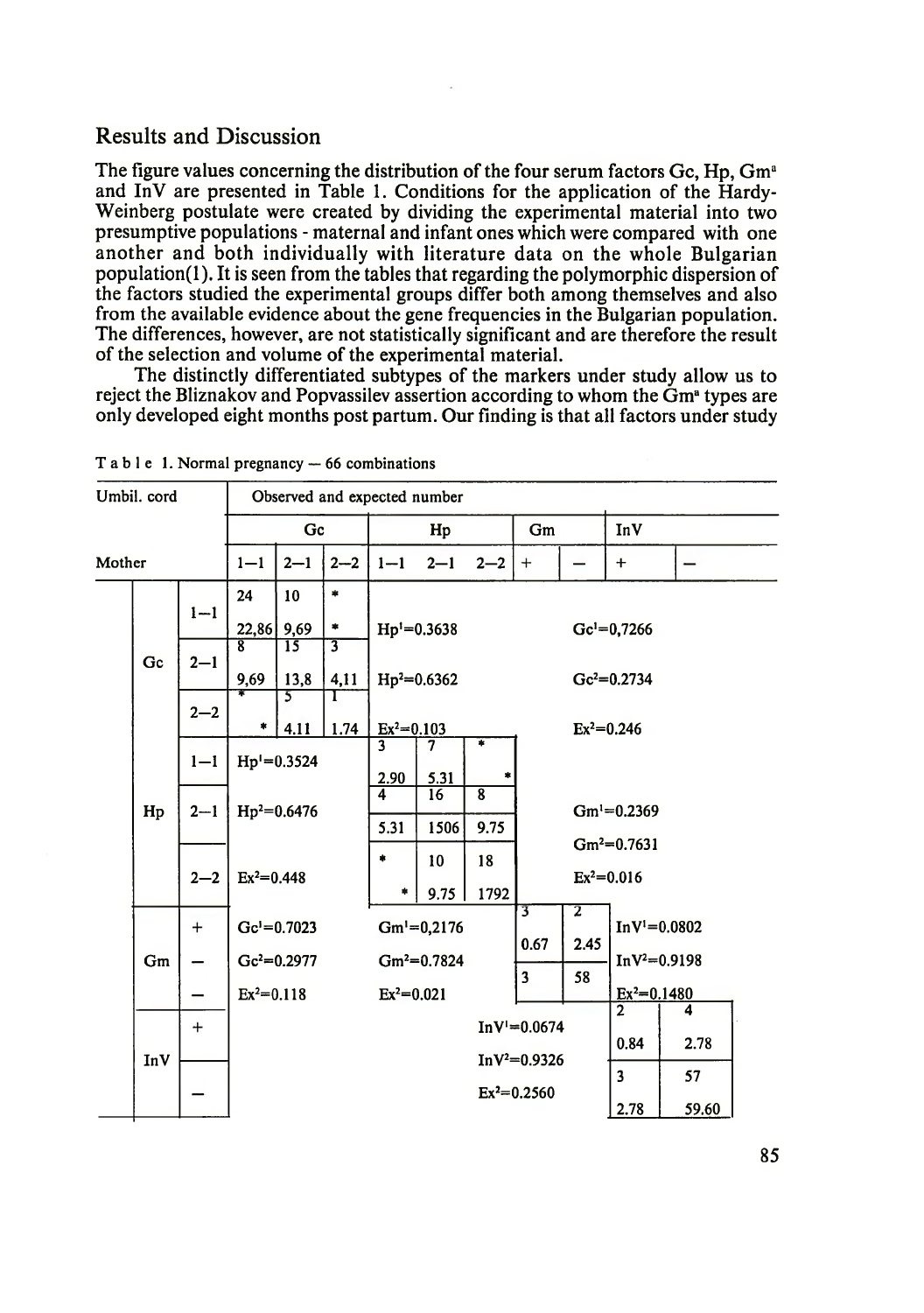## Results and Discussion

The figure values concerning the distribution of the four serum factors Gc, Hp, $Gm^a$ and InV are presented in Table 1. Conditions for the application of the Hardy-Weinberg postulate were created by dividing the experimental material into two presumptive populations - maternal and infant ones which were compared with one another and both individually with literature data on the whole Bulgarian population(1). It is seen from the tables that regarding the polymorphic dispersion of the factors studied the experimental groups differ both among themselves and also from the available evidence about the gene frequencies in the Bulgarian population. The differences, however, are not statistically significant and are therefore the result of the selection and volume of the experimental material.

The distinctly differentiated subtypes of the markers under study allow us to reject the Bliznakov and Popvassilev assertion according to whom the $Gm^a$ types are only developed eight months post partum. Our finding is that all factors under study

Table 1. Normal pregnancy — 66 combinations

| Umbil. cord → / Mother ↓ | | Gc 1–1 | Gc 2–1 | Gc 2–2 | Hp 1–1 | Hp 2–1 | Hp 2–2 | Gm + | Gm – | InV + | InV – |
|---|---|---|---|---|---|---|---|---|---|---|---|
| Gc | 1–1 | 24 / 22,86 | 10 / 9,69 | * / * | $Hp^1$=0.3638 | | | $Gc^1$=0,7266 | | | |
| Gc | 2–1 | 8 / 9,69 | 15 / 13,8 | 3 / 4,11 | $Hp^2$=0.6362 | | | $Gc^2$=0.2734 | | | |
| Gc | 2–2 | * / * | 5 / 4.11 | 1 / 1.74 | $Ex^2$=0.103 | | | $Ex^2$=0.246 | | | |
| Hp | 1–1 | $Hp^1$=0.3524 | | | 3 / 2.90 | 7 / 5.31 | * / * | | | | |
| Hp | 2–1 | $Hp^2$=0.6476 | | | 4 / 5.31 | 16 / 1506 | 8 / 9.75 | $Gm^1$=0.2369; $Gm^2$=0.7631 | | | |
| Hp | 2–2 | $Ex^2$=0.448 | | | * / * | 10 / 9.75 | 18 / 1792 | $Ex^2$=0.016 | | | |
| Gm | + | $Gc^1$=0.7023 | | | $Gm^1$=0,2176 | | | 3 / 0.67 | 2 / 2.45 | $InV^1$=0.0802 | |
| Gm | – | $Gc^2$=0.2977 | | | $Gm^2$=0.7824 | | | 3 | 58 | $InV^2$=0.9198 | |
| Gm | – | $Ex^2$=0.118 | | | $Ex^2$=0.021 | | | | | $Ex^2$=0.1480 | |
| InV | + | | | | | $InV^1$=0.0674 | | | | 2 / 0.84 | 4 / 2.78 |
| InV | – | | | | | $InV^2$=0.9326; $Ex^2$=0.2560 | | | | 3 / 2.78 | 57 / 59.60 |

(Each cell: observed / expected number)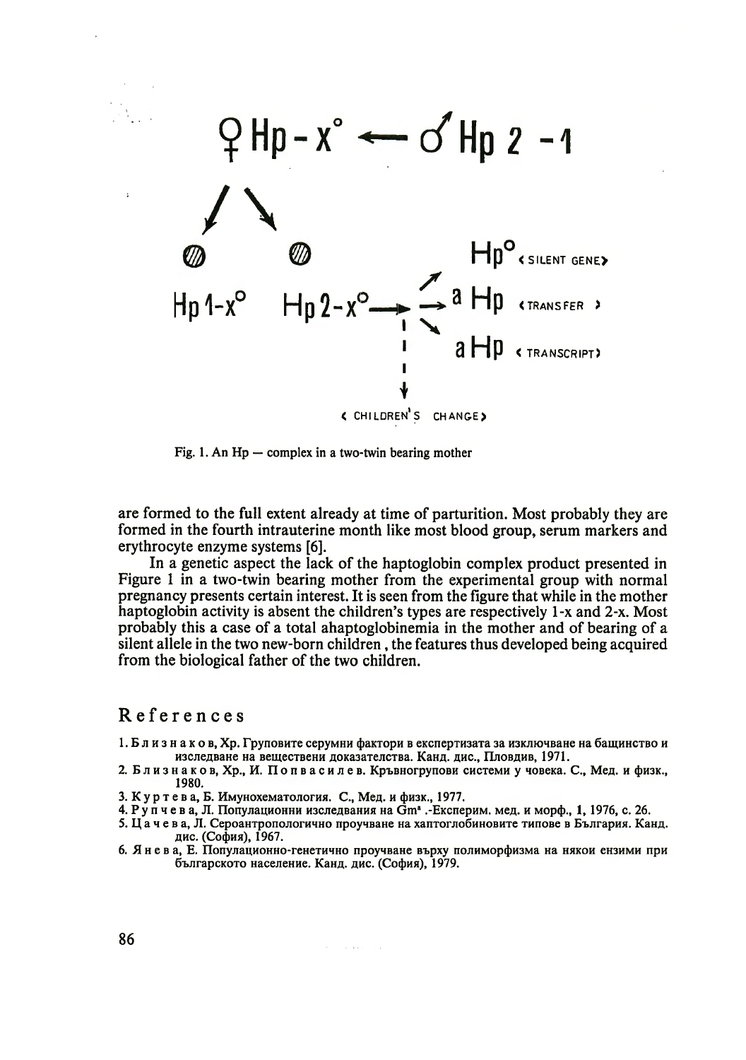♀ Hp - x° ← ♂ Hp 2 -1

Hp 1-x°

Hp 2-x°

Hp° ‹ SILENT GENE›

a Hp ‹ TRANSFER ›

a Hp ‹ TRANSCRIPT›

‹ CHILDREN'S CHANGE›

Fig. 1. An Hp — complex in a two-twin bearing mother

are formed to the full extent already at time of parturition. Most probably they are formed in the fourth intrauterine month like most blood group, serum markers and erythrocyte enzyme systems [6].

In a genetic aspect the lack of the haptoglobin complex product presented in Figure 1 in a two-twin bearing mother from the experimental group with normal pregnancy presents certain interest. It is seen from the figure that while in the mother haptoglobin activity is absent the children's types are respectively 1-x and 2-x. Most probably this a case of a total ahaptoglobinemia in the mother and of bearing of a silent allele in the two new-born children , the features thus developed being acquired from the biological father of the two children.

## References

1. Близнаков, Хр. Груповите серумни фактори в експертизата за изключване на бащинство и изследване на веществени доказателства. Канд. дис., Пловдив, 1971.
2. Близнаков, Хр., И. Попвасилев. Кръвногрупови системи у човека. С., Мед. и физк., 1980.
3. Куртева, Б. Имунохематология. С., Мед. и физк., 1977.
4. Рупчева, Л. Популационни изследвания на Gm$^a$ .-Експерим. мед. и морф., **1**, 1976, с. 26.
5. Цачева, Л. Сероантропологично проучване на хаптоглобиновите типове в България. Канд. дис. (София), 1967.
6. Янева, Е. Популационно-генетично проучване върху полиморфизма на някои ензими при българското население. Канд. дис. (София), 1979.